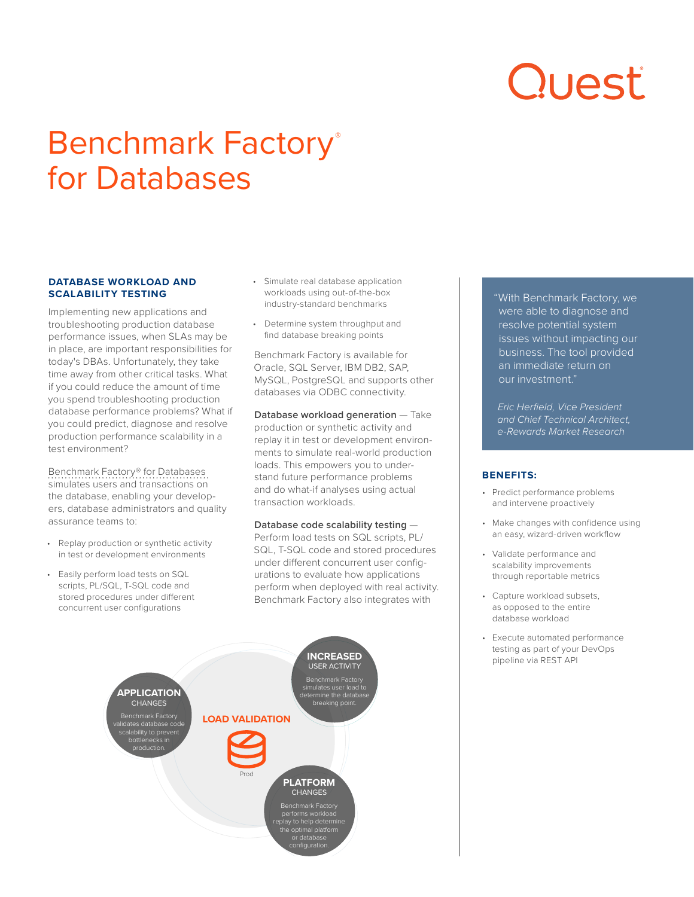# Benchmark Factory® for Databases

## DATABASE WORKLOAD AND SCALABILITY TESTING

Implementing new applications and troubleshooting production database performance issues, when SLAs may be in place, are important responsibilities for today's DBAs. Unfortunately, they take time away from other critical tasks. What if you could reduce the amount of time you spend troubleshooting production database performance problems? What if you could predict, diagnose and resolve production performance scalability in a test environment?

Benchmark Factory® for Databases simulates users and transactions on the database, enabling your developers, database administrators and quality assurance teams to:

- Replay production or synthetic activity in test or development environments
- Easily perform load tests on SQL scripts, PL/SQL, T-SQL code and stored procedures under different concurrent user configurations
- Simulate real database application workloads using out-of-the-box industry-standard benchmarks
- Determine system throughput and find database breaking points

Benchmark Factory is available for Oracle, SQL Server, IBM DB2, SAP, MySQL, PostgreSQL and supports other databases via ODBC connectivity.

**Database workload generation** — Take production or synthetic activity and replay it in test or development environments to simulate real-world production loads. This empowers you to understand future performance problems and do what-if analyses using actual transaction workloads.

**Database code scalability testing** — Perform load tests on SQL scripts, PL/SQL, T-SQL code and stored procedures under different concurrent user configurations to evaluate how applications perform when deployed with real activity. Benchmark Factory also integrates with

**APPLICATION CHANGES** — Benchmark Factory validates database code scalability to prevent bottlenecks in production.

**LOAD VALIDATION** — Prod

**INCREASED USER ACTIVITY** — Benchmark Factory simulates user load to determine the database breaking point.

**PLATFORM CHANGES** — Benchmark Factory performs workload replay to help determine the optimal platform or database configuration.

"With Benchmark Factory, we were able to diagnose and resolve potential system issues without impacting our business. The tool provided an immediate return on our investment."

*Eric Herfield, Vice President and Chief Technical Architect, e-Rewards Market Research*

## BENEFITS:

- Predict performance problems and intervene proactively
- Make changes with confidence using an easy, wizard-driven workflow
- Validate performance and scalability improvements through reportable metrics
- Capture workload subsets, as opposed to the entire database workload
- Execute automated performance testing as part of your DevOps pipeline via REST API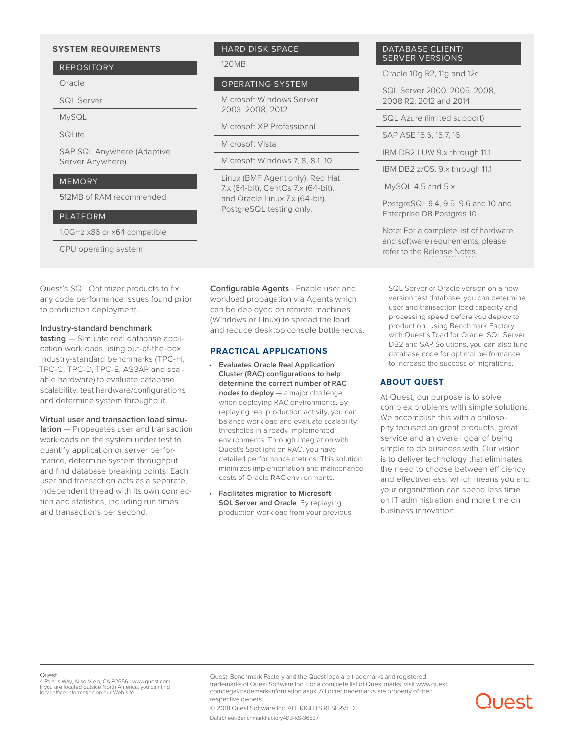## SYSTEM REQUIREMENTS

### REPOSITORY

- Oracle
- SQL Server
- MySQL
- SQLite
- SAP SQL Anywhere (Adaptive Server Anywhere)

### MEMORY

512MB of RAM recommended

### PLATFORM

1.0GHz x86 or x64 compatible

CPU operating system

### HARD DISK SPACE

120MB

### OPERATING SYSTEM

- Microsoft Windows Server 2003, 2008, 2012
- Microsoft XP Professional
- Microsoft Vista
- Microsoft Windows 7, 8, 8.1, 10
- Linux (BMF Agent only): Red Hat 7.x (64-bit), CentOs 7.x (64-bit), and Oracle Linux 7.x (64-bit). PostgreSQL testing only.

### DATABASE CLIENT/ SERVER VERSIONS

- Oracle 10g R2, 11g and 12c
- SQL Server 2000, 2005, 2008, 2008 R2, 2012 and 2014
- SQL Azure (limited support)
- SAP ASE 15.5, 15.7, 16
- IBM DB2 LUW 9.x through 11.1
- IBM DB2 z/OS: 9.x through 11.1
- MySQL 4.5 and 5.x
- PostgreSQL 9.4, 9.5, 9.6 and 10 and Enterprise DB Postgres 10

Note: For a complete list of hardware and software requirements, please refer to the Release Notes.

Quest's SQL Optimizer products to fix any code performance issues found prior to production deployment.

**Industry-standard benchmark testing** — Simulate real database application workloads using out-of-the-box industry-standard benchmarks (TPC-H, TPC-C, TPC-D, TPC-E, AS3AP and scalable hardware) to evaluate database scalability, test hardware/configurations and determine system throughput.

**Virtual user and transaction load simulation** — Propagates user and transaction workloads on the system under test to quantify application or server performance, determine system throughput and find database breaking points. Each user and transaction acts as a separate, independent thread with its own connection and statistics, including run times and transactions per second.

**Configurable Agents** - Enable user and workload propagation via Agents which can be deployed on remote machines (Windows or Linux) to spread the load and reduce desktop console bottlenecks.

## PRACTICAL APPLICATIONS

- **Evaluates Oracle Real Application Cluster (RAC) configurations to help determine the correct number of RAC nodes to deploy** — a major challenge when deploying RAC environments. By replaying real production activity, you can balance workload and evaluate scalability thresholds in already-implemented environments. Through integration with Quest's Spotlight on RAC, you have detailed performance metrics. This solution minimizes implementation and maintenance costs of Oracle RAC environments.
- **Facilitates migration to Microsoft SQL Server and Oracle**. By replaying production workload from your previous SQL Server or Oracle version on a new version test database, you can determine user and transaction load capacity and processing speed before you deploy to production. Using Benchmark Factory with Quest's Toad for Oracle, SQL Server, DB2 and SAP Solutions, you can also tune database code for optimal performance to increase the success of migrations.

## ABOUT QUEST

At Quest, our purpose is to solve complex problems with simple solutions. We accomplish this with a philosophy focused on great products, great service and an overall goal of being simple to do business with. Our vision is to deliver technology that eliminates the need to choose between efficiency and effectiveness, which means you and your organization can spend less time on IT administration and more time on business innovation.

Quest
4 Polaris Way, Aliso Viejo, CA 92656 | www.quest.com
If you are located outside North America, you can find local office information on our Web site.

Quest, Benchmark Factory and the Quest logo are trademarks and registered trademarks of Quest Software Inc. For a complete list of Quest marks, visit www.quest.com/legal/trademark-information.aspx. All other trademarks are property of their respective owners.

© 2018 Quest Software Inc. ALL RIGHTS RESERVED.

DataSheet-BenchmarkFactory4DB-KS-36537